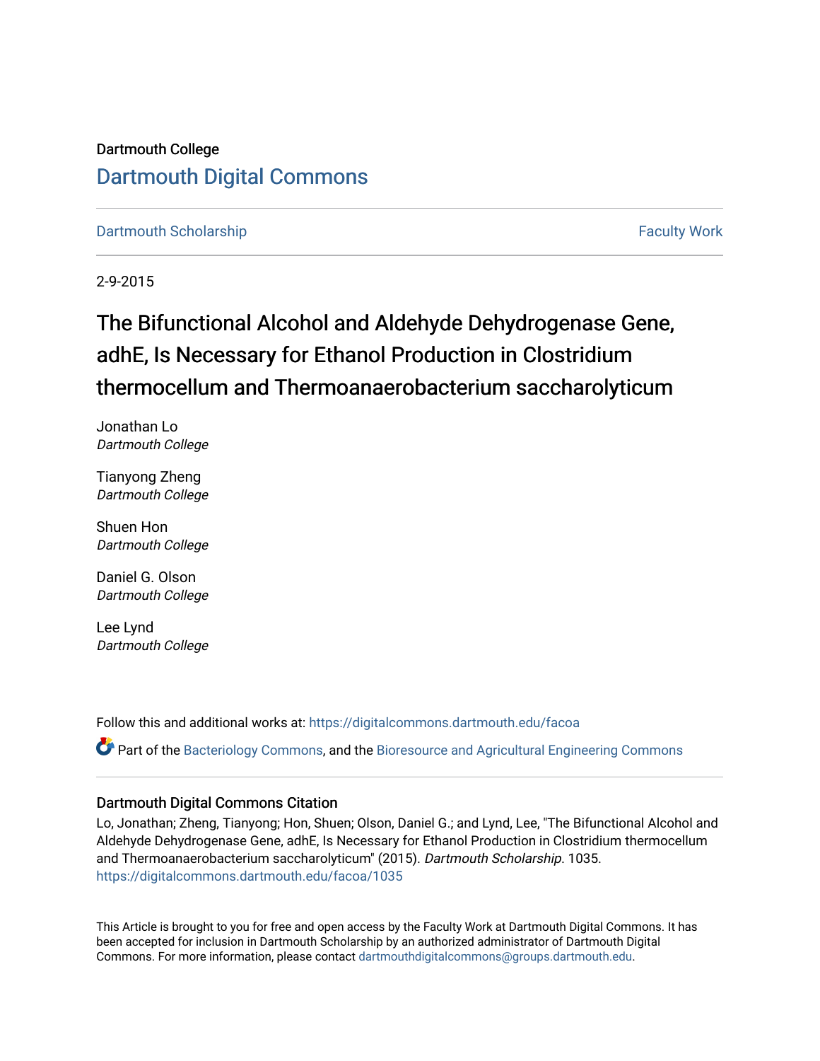Dartmouth College

# Dartmouth Digital Commons

Dartmouth Scholarship | Faculty Work

2-9-2015

# The Bifunctional Alcohol and Aldehyde Dehydrogenase Gene, adhE, Is Necessary for Ethanol Production in Clostridium thermocellum and Thermoanaerobacterium saccharolyticum

Jonathan Lo
*Dartmouth College*

Tianyong Zheng
*Dartmouth College*

Shuen Hon
*Dartmouth College*

Daniel G. Olson
*Dartmouth College*

Lee Lynd
*Dartmouth College*

Follow this and additional works at: https://digitalcommons.dartmouth.edu/facoa

Part of the Bacteriology Commons, and the Bioresource and Agricultural Engineering Commons

## Dartmouth Digital Commons Citation

Lo, Jonathan; Zheng, Tianyong; Hon, Shuen; Olson, Daniel G.; and Lynd, Lee, "The Bifunctional Alcohol and Aldehyde Dehydrogenase Gene, adhE, Is Necessary for Ethanol Production in Clostridium thermocellum and Thermoanaerobacterium saccharolyticum" (2015). *Dartmouth Scholarship*. 1035.
https://digitalcommons.dartmouth.edu/facoa/1035

This Article is brought to you for free and open access by the Faculty Work at Dartmouth Digital Commons. It has been accepted for inclusion in Dartmouth Scholarship by an authorized administrator of Dartmouth Digital Commons. For more information, please contact dartmouthdigitalcommons@groups.dartmouth.edu.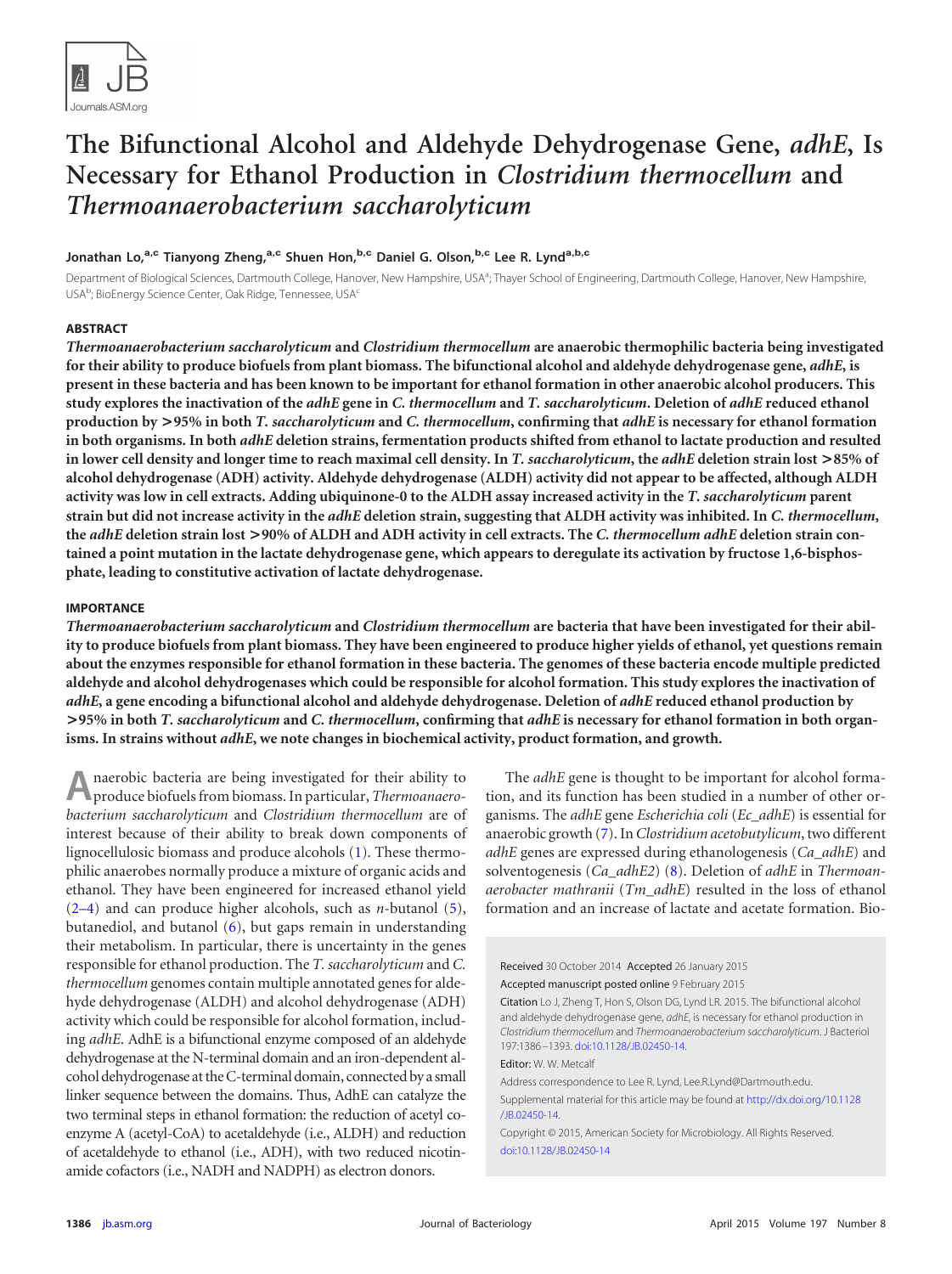# The Bifunctional Alcohol and Aldehyde Dehydrogenase Gene, *adhE*, Is Necessary for Ethanol Production in *Clostridium thermocellum* and *Thermoanaerobacterium saccharolyticum*

**Jonathan Lo,[a,c] Tianyong Zheng,[a,c] Shuen Hon,[b,c] Daniel G. Olson,[b,c] Lee R. Lynd[a,b,c]**

Department of Biological Sciences, Dartmouth College, Hanover, New Hampshire, USA[a]; Thayer School of Engineering, Dartmouth College, Hanover, New Hampshire, USA[b]; BioEnergy Science Center, Oak Ridge, Tennessee, USA[c]

## ABSTRACT

***Thermoanaerobacterium saccharolyticum* and *Clostridium thermocellum* are anaerobic thermophilic bacteria being investigated for their ability to produce biofuels from plant biomass. The bifunctional alcohol and aldehyde dehydrogenase gene, *adhE*, is present in these bacteria and has been known to be important for ethanol formation in other anaerobic alcohol producers. This study explores the inactivation of the *adhE* gene in *C. thermocellum* and *T. saccharolyticum*. Deletion of *adhE* reduced ethanol production by >95% in both *T. saccharolyticum* and *C. thermocellum*, confirming that *adhE* is necessary for ethanol formation in both organisms. In both *adhE* deletion strains, fermentation products shifted from ethanol to lactate production and resulted in lower cell density and longer time to reach maximal cell density. In *T. saccharolyticum*, the *adhE* deletion strain lost >85% of alcohol dehydrogenase (ADH) activity. Aldehyde dehydrogenase (ALDH) activity did not appear to be affected, although ALDH activity was low in cell extracts. Adding ubiquinone-0 to the ALDH assay increased activity in the *T. saccharolyticum* parent strain but did not increase activity in the *adhE* deletion strain, suggesting that ALDH activity was inhibited. In *C. thermocellum*, the *adhE* deletion strain lost >90% of ALDH and ADH activity in cell extracts. The *C. thermocellum adhE* deletion strain contained a point mutation in the lactate dehydrogenase gene, which appears to deregulate its activation by fructose 1,6-bisphosphate, leading to constitutive activation of lactate dehydrogenase.**

## IMPORTANCE

***Thermoanaerobacterium saccharolyticum* and *Clostridium thermocellum* are bacteria that have been investigated for their ability to produce biofuels from plant biomass. They have been engineered to produce higher yields of ethanol, yet questions remain about the enzymes responsible for ethanol formation in these bacteria. The genomes of these bacteria encode multiple predicted aldehyde and alcohol dehydrogenases which could be responsible for alcohol formation. This study explores the inactivation of *adhE*, a gene encoding a bifunctional alcohol and aldehyde dehydrogenase. Deletion of *adhE* reduced ethanol production by >95% in both *T. saccharolyticum* and *C. thermocellum*, confirming that *adhE* is necessary for ethanol formation in both organisms. In strains without *adhE*, we note changes in biochemical activity, product formation, and growth.**

Anaerobic bacteria are being investigated for their ability to produce biofuels from biomass. In particular, *Thermoanaerobacterium saccharolyticum* and *Clostridium thermocellum* are of interest because of their ability to break down components of lignocellulosic biomass and produce alcohols (1). These thermophilic anaerobes normally produce a mixture of organic acids and ethanol. They have been engineered for increased ethanol yield (2–4) and can produce higher alcohols, such as *n*-butanol (5), butanediol, and butanol (6), but gaps remain in understanding their metabolism. In particular, there is uncertainty in the genes responsible for ethanol production. The *T. saccharolyticum* and *C. thermocellum* genomes contain multiple annotated genes for aldehyde dehydrogenase (ALDH) and alcohol dehydrogenase (ADH) activity which could be responsible for alcohol formation, including *adhE*. AdhE is a bifunctional enzyme composed of an aldehyde dehydrogenase at the N-terminal domain and an iron-dependent alcohol dehydrogenase at the C-terminal domain, connected by a small linker sequence between the domains. Thus, AdhE can catalyze the two terminal steps in ethanol formation: the reduction of acetyl coenzyme A (acetyl-CoA) to acetaldehyde (i.e., ALDH) and reduction of acetaldehyde to ethanol (i.e., ADH), with two reduced nicotinamide cofactors (i.e., NADH and NADPH) as electron donors.

The *adhE* gene is thought to be important for alcohol formation, and its function has been studied in a number of other organisms. The *adhE* gene *Escherichia coli* (*Ec_adhE*) is essential for anaerobic growth (7). In *Clostridium acetobutylicum*, two different *adhE* genes are expressed during ethanologenesis (*Ca_adhE*) and solventogenesis (*Ca_adhE2*) (8). Deletion of *adhE* in *Thermoanaerobacter mathranii* (*Tm_adhE*) resulted in the loss of ethanol formation and an increase of lactate and acetate formation. Bio-

Received 30 October 2014 Accepted 26 January 2015

Accepted manuscript posted online 9 February 2015

Citation Lo J, Zheng T, Hon S, Olson DG, Lynd LR. 2015. The bifunctional alcohol and aldehyde dehydrogenase gene, *adhE*, is necessary for ethanol production in *Clostridium thermocellum* and *Thermoanaerobacterium saccharolyticum*. J Bacteriol 197:1386–1393. doi:10.1128/JB.02450-14.

Editor: W. W. Metcalf

Address correspondence to Lee R. Lynd, Lee.R.Lynd@Dartmouth.edu.

Supplemental material for this article may be found at http://dx.doi.org/10.1128/JB.02450-14.

Copyright © 2015, American Society for Microbiology. All Rights Reserved.

doi:10.1128/JB.02450-14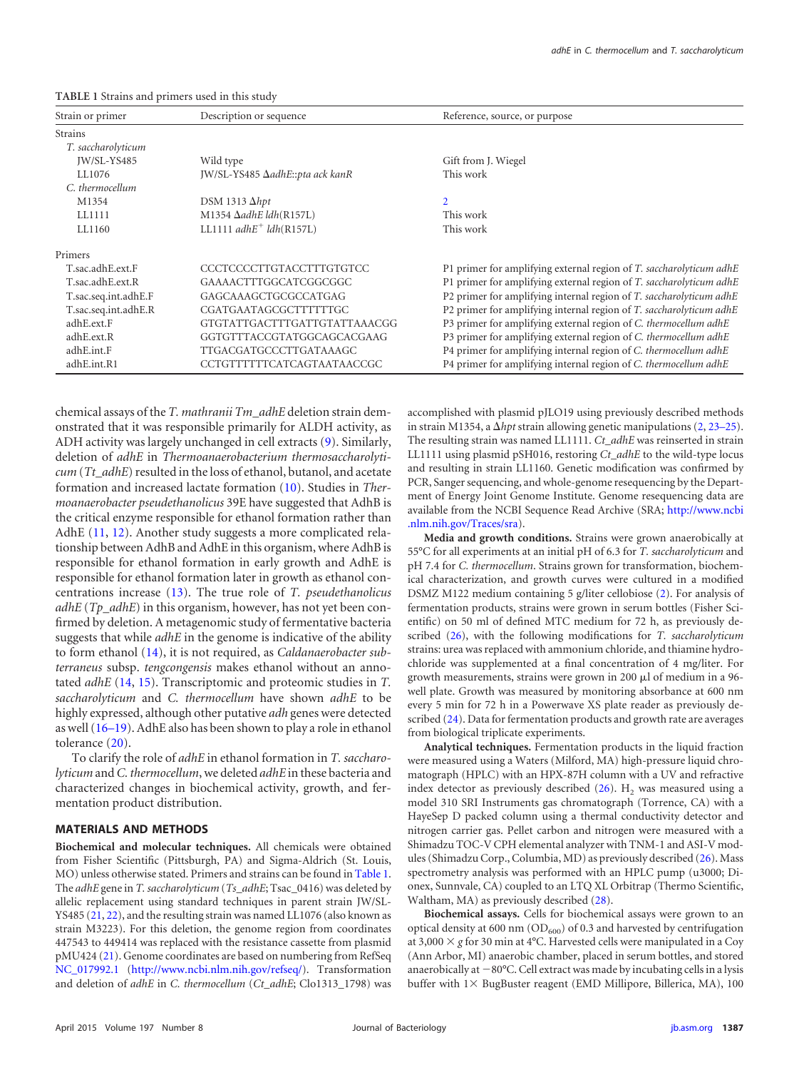**TABLE 1** Strains and primers used in this study

| Strain or primer | Description or sequence | Reference, source, or purpose |
|---|---|---|
| Strains | | |
| *T. saccharolyticum* | | |
| JW/SL-YS485 | Wild type | Gift from J. Wiegel |
| LL1076 | JW/SL-YS485 Δ*adhE*::*pta ack kanR* | This work |
| *C. thermocellum* | | |
| M1354 | DSM 1313 Δ*hpt* | 2 |
| LL1111 | M1354 Δ*adhE ldh*(R157L) | This work |
| LL1160 | LL1111 $adhE^+$ *ldh*(R157L) | This work |
| Primers | | |
| T.sac.adhE.ext.F | CCCTCCCCTTGTACCTTTGTGTCC | P1 primer for amplifying external region of *T. saccharolyticum adhE* |
| T.sac.adhE.ext.R | GAAAACTTTGGCATCGGCGGC | P1 primer for amplifying external region of *T. saccharolyticum adhE* |
| T.sac.seq.int.adhE.F | GAGCAAAGCTGCGCCATGAG | P2 primer for amplifying internal region of *T. saccharolyticum adhE* |
| T.sac.seq.int.adhE.R | CGATGAATAGCGCTTTTTTGC | P2 primer for amplifying internal region of *T. saccharolyticum adhE* |
| adhE.ext.F | GTGTATTGACTTTGATTGTATTAAACGG | P3 primer for amplifying external region of *C. thermocellum adhE* |
| adhE.ext.R | GGTGTTTACCGTATGGCAGCACGAAG | P3 primer for amplifying external region of *C. thermocellum adhE* |
| adhE.int.F | TTGACGATGCCCTTGATAAAGC | P4 primer for amplifying internal region of *C. thermocellum adhE* |
| adhE.int.R1 | CCTGTTTTTTCATCAGTAATAACCGC | P4 primer for amplifying internal region of *C. thermocellum adhE* |

chemical assays of the *T. mathranii Tm_adhE* deletion strain demonstrated that it was responsible primarily for ALDH activity, as ADH activity was largely unchanged in cell extracts (9). Similarly, deletion of *adhE* in *Thermoanaerobacterium thermosaccharolyticum* (*Tt_adhE*) resulted in the loss of ethanol, butanol, and acetate formation and increased lactate formation (10). Studies in *Thermoanaerobacter pseudethanolicus* 39E have suggested that AdhB is the critical enzyme responsible for ethanol formation rather than AdhE (11, 12). Another study suggests a more complicated relationship between AdhB and AdhE in this organism, where AdhB is responsible for ethanol formation in early growth and AdhE is responsible for ethanol formation later in growth as ethanol concentrations increase (13). The true role of *T. pseudethanolicus adhE* (*Tp_adhE*) in this organism, however, has not yet been confirmed by deletion. A metagenomic study of fermentative bacteria suggests that while *adhE* in the genome is indicative of the ability to form ethanol (14), it is not required, as *Caldanaerobacter subterraneus* subsp. *tengcongensis* makes ethanol without an annotated *adhE* (14, 15). Transcriptomic and proteomic studies in *T. saccharolyticum* and *C. thermocellum* have shown *adhE* to be highly expressed, although other putative *adh* genes were detected as well (16–19). AdhE also has been shown to play a role in ethanol tolerance (20).

To clarify the role of *adhE* in ethanol formation in *T. saccharolyticum* and *C. thermocellum*, we deleted *adhE* in these bacteria and characterized changes in biochemical activity, growth, and fermentation product distribution.

## MATERIALS AND METHODS

**Biochemical and molecular techniques.** All chemicals were obtained from Fisher Scientific (Pittsburgh, PA) and Sigma-Aldrich (St. Louis, MO) unless otherwise stated. Primers and strains can be found in Table 1. The *adhE* gene in *T. saccharolyticum* (*Ts_adhE*; Tsac_0416) was deleted by allelic replacement using standard techniques in parent strain JW/SL-YS485 (21, 22), and the resulting strain was named LL1076 (also known as strain M3223). For this deletion, the genome region from coordinates 447543 to 449414 was replaced with the resistance cassette from plasmid pMU424 (21). Genome coordinates are based on numbering from RefSeq NC_017992.1 (http://www.ncbi.nlm.nih.gov/refseq/). Transformation and deletion of *adhE* in *C. thermocellum* (*Ct_adhE*; Clo1313_1798) was accomplished with plasmid pJLO19 using previously described methods in strain M1354, a Δ*hpt* strain allowing genetic manipulations (2, 23–25). The resulting strain was named LL1111. *Ct_adhE* was reinserted in strain LL1111 using plasmid pSH016, restoring *Ct_adhE* to the wild-type locus and resulting in strain LL1160. Genetic modification was confirmed by PCR, Sanger sequencing, and whole-genome resequencing by the Department of Energy Joint Genome Institute. Genome resequencing data are available from the NCBI Sequence Read Archive (SRA; http://www.ncbi.nlm.nih.gov/Traces/sra).

**Media and growth conditions.** Strains were grown anaerobically at 55°C for all experiments at an initial pH of 6.3 for *T. saccharolyticum* and pH 7.4 for *C. thermocellum*. Strains grown for transformation, biochemical characterization, and growth curves were cultured in a modified DSMZ M122 medium containing 5 g/liter cellobiose (2). For analysis of fermentation products, strains were grown in serum bottles (Fisher Scientific) on 50 ml of defined MTC medium for 72 h, as previously described (26), with the following modifications for *T. saccharolyticum* strains: urea was replaced with ammonium chloride, and thiamine hydrochloride was supplemented at a final concentration of 4 mg/liter. For growth measurements, strains were grown in 200 μl of medium in a 96-well plate. Growth was measured by monitoring absorbance at 600 nm every 5 min for 72 h in a Powerwave XS plate reader as previously described (24). Data for fermentation products and growth rate are averages from biological triplicate experiments.

**Analytical techniques.** Fermentation products in the liquid fraction were measured using a Waters (Milford, MA) high-pressure liquid chromatograph (HPLC) with an HPX-87H column with a UV and refractive index detector as previously described (26). $H_2$ was measured using a model 310 SRI Instruments gas chromatograph (Torrence, CA) with a HayeSep D packed column using a thermal conductivity detector and nitrogen carrier gas. Pellet carbon and nitrogen were measured with a Shimadzu TOC-V CPH elemental analyzer with TNM-1 and ASI-V modules (Shimadzu Corp., Columbia, MD) as previously described (26). Mass spectrometry analysis was performed with an HPLC pump (u3000; Dionex, Sunnvale, CA) coupled to an LTQ XL Orbitrap (Thermo Scientific, Waltham, MA) as previously described (28).

**Biochemical assays.** Cells for biochemical assays were grown to an optical density at 600 nm ($OD_{600}$) of 0.3 and harvested by centrifugation at 3,000 × *g* for 30 min at 4°C. Harvested cells were manipulated in a Coy (Ann Arbor, MI) anaerobic chamber, placed in serum bottles, and stored anaerobically at −80°C. Cell extract was made by incubating cells in a lysis buffer with 1× BugBuster reagent (EMD Millipore, Billerica, MA), 100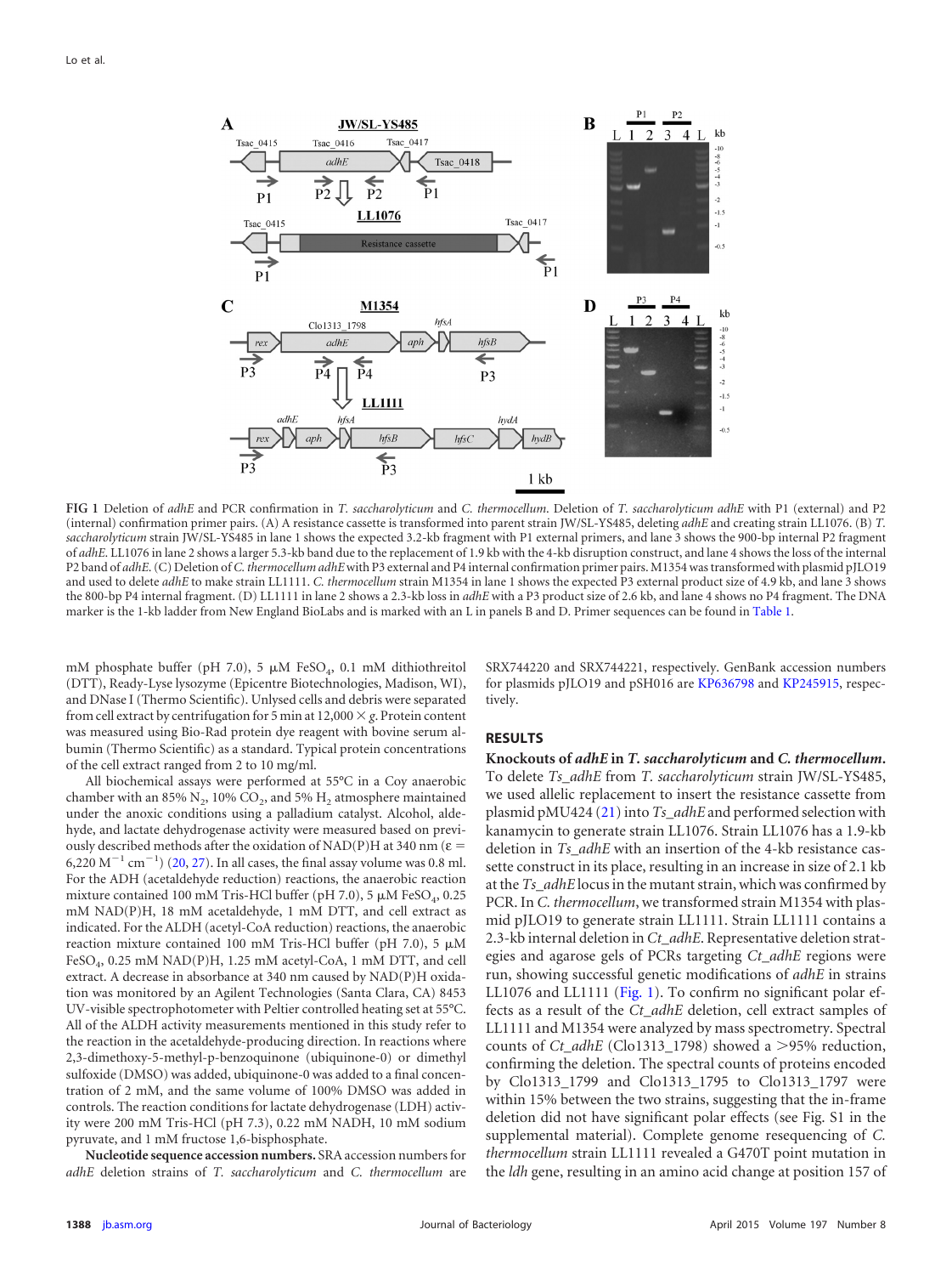FIG 1 Deletion of *adhE* and PCR confirmation in *T. saccharolyticum* and *C. thermocellum*. Deletion of *T. saccharolyticum adhE* with P1 (external) and P2 (internal) confirmation primer pairs. (A) A resistance cassette is transformed into parent strain JW/SL-YS485, deleting *adhE* and creating strain LL1076. (B) *T. saccharolyticum* strain JW/SL-YS485 in lane 1 shows the expected 3.2-kb fragment with P1 external primers, and lane 3 shows the 900-bp internal P2 fragment of *adhE*. LL1076 in lane 2 shows a larger 5.3-kb band due to the replacement of 1.9 kb with the 4-kb disruption construct, and lane 4 shows the loss of the internal P2 band of *adhE*. (C) Deletion of *C. thermocellum adhE* with P3 external and P4 internal confirmation primer pairs. M1354 was transformed with plasmid pJLO19 and used to delete *adhE* to make strain LL1111. *C. thermocellum* strain M1354 in lane 1 shows the expected P3 external product size of 4.9 kb, and lane 3 shows the 800-bp P4 internal fragment. (D) LL1111 in lane 2 shows a 2.3-kb loss in *adhE* with a P3 product size of 2.6 kb, and lane 4 shows no P4 fragment. The DNA marker is the 1-kb ladder from New England BioLabs and is marked with an L in panels B and D. Primer sequences can be found in Table 1.

mM phosphate buffer (pH 7.0), 5 μM $FeSO_4$, 0.1 mM dithiothreitol (DTT), Ready-Lyse lysozyme (Epicentre Biotechnologies, Madison, WI), and DNase I (Thermo Scientific). Unlysed cells and debris were separated from cell extract by centrifugation for 5 min at 12,000 × *g*. Protein content was measured using Bio-Rad protein dye reagent with bovine serum albumin (Thermo Scientific) as a standard. Typical protein concentrations of the cell extract ranged from 2 to 10 mg/ml.

All biochemical assays were performed at 55°C in a Coy anaerobic chamber with an 85% $N_2$, 10% $CO_2$, and 5% $H_2$ atmosphere maintained under the anoxic conditions using a palladium catalyst. Alcohol, aldehyde, and lactate dehydrogenase activity were measured based on previously described methods after the oxidation of NAD(P)H at 340 nm ($\varepsilon$ = 6,220 $M^{-1}$ $cm^{-1}$) (20, 27). In all cases, the final assay volume was 0.8 ml. For the ADH (acetaldehyde reduction) reactions, the anaerobic reaction mixture contained 100 mM Tris-HCl buffer (pH 7.0), 5 μM $FeSO_4$, 0.25 mM NAD(P)H, 18 mM acetaldehyde, 1 mM DTT, and cell extract as indicated. For the ALDH (acetyl-CoA reduction) reactions, the anaerobic reaction mixture contained 100 mM Tris-HCl buffer (pH 7.0), 5 μM $FeSO_4$, 0.25 mM NAD(P)H, 1.25 mM acetyl-CoA, 1 mM DTT, and cell extract. A decrease in absorbance at 340 nm caused by NAD(P)H oxidation was monitored by an Agilent Technologies (Santa Clara, CA) 8453 UV-visible spectrophotometer with Peltier controlled heating set at 55°C. All of the ALDH activity measurements mentioned in this study refer to the reaction in the acetaldehyde-producing direction. In reactions where 2,3-dimethoxy-5-methyl-p-benzoquinone (ubiquinone-0) or dimethyl sulfoxide (DMSO) was added, ubiquinone-0 was added to a final concentration of 2 mM, and the same volume of 100% DMSO was added in controls. The reaction conditions for lactate dehydrogenase (LDH) activity were 200 mM Tris-HCl (pH 7.3), 0.22 mM NADH, 10 mM sodium pyruvate, and 1 mM fructose 1,6-bisphosphate.

**Nucleotide sequence accession numbers.** SRA accession numbers for *adhE* deletion strains of *T. saccharolyticum* and *C. thermocellum* are SRX744220 and SRX744221, respectively. GenBank accession numbers for plasmids pJLO19 and pSH016 are KP636798 and KP245915, respectively.

## RESULTS

**Knockouts of *adhE* in *T. saccharolyticum* and *C. thermocellum*.** To delete *Ts_adhE* from *T. saccharolyticum* strain JW/SL-YS485, we used allelic replacement to insert the resistance cassette from plasmid pMU424 (21) into *Ts_adhE* and performed selection with kanamycin to generate strain LL1076. Strain LL1076 has a 1.9-kb deletion in *Ts_adhE* with an insertion of the 4-kb resistance cassette construct in its place, resulting in an increase in size of 2.1 kb at the *Ts_adhE* locus in the mutant strain, which was confirmed by PCR. In *C. thermocellum*, we transformed strain M1354 with plasmid pJLO19 to generate strain LL1111. Strain LL1111 contains a 2.3-kb internal deletion in *Ct_adhE*. Representative deletion strategies and agarose gels of PCRs targeting *Ct_adhE* regions were run, showing successful genetic modifications of *adhE* in strains LL1076 and LL1111 (Fig. 1). To confirm no significant polar effects as a result of the *Ct_adhE* deletion, cell extract samples of LL1111 and M1354 were analyzed by mass spectrometry. Spectral counts of *Ct_adhE* (Clo1313_1798) showed a >95% reduction, confirming the deletion. The spectral counts of proteins encoded by Clo1313_1799 and Clo1313_1795 to Clo1313_1797 were within 15% between the two strains, suggesting that the in-frame deletion did not have significant polar effects (see Fig. S1 in the supplemental material). Complete genome resequencing of *C. thermocellum* strain LL1111 revealed a G470T point mutation in the *ldh* gene, resulting in an amino acid change at position 157 of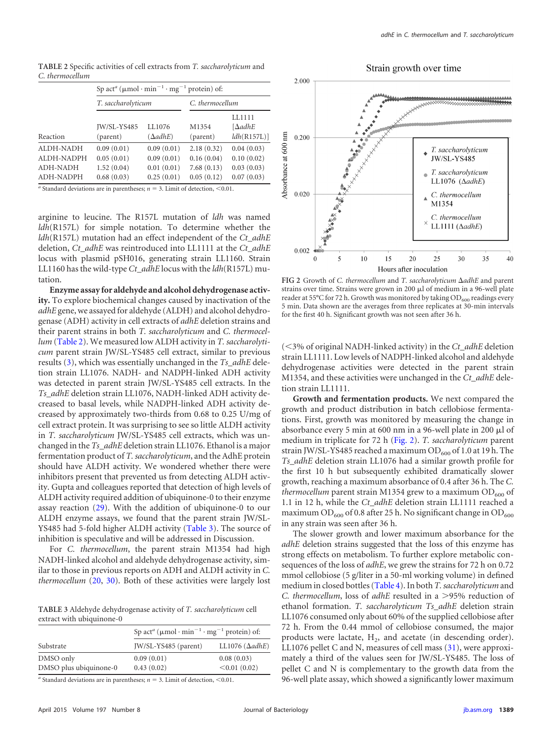**TABLE 2** Specific activities of cell extracts from *T. saccharolyticum* and *C. thermocellum*

| Reaction | Sp act[a] ($\mu$mol · min$^{-1}$ · mg$^{-1}$ protein) of: | | | |
|---|---|---|---|---|
| | *T. saccharolyticum* | | *C. thermocellum* | |
| | JW/SL-YS485 (parent) | LL1076 (Δ*adhE*) | M1354 (parent) | LL1111 [Δ*adhE* *ldh*(R157L)] |
| ALDH-NADH | 0.09 (0.01) | 0.09 (0.01) | 2.18 (0.32) | 0.04 (0.03) |
| ALDH-NADPH | 0.05 (0.01) | 0.09 (0.01) | 0.16 (0.04) | 0.10 (0.02) |
| ADH-NADH | 1.52 (0.04) | 0.01 (0.01) | 7.68 (0.13) | 0.03 (0.03) |
| ADH-NADPH | 0.68 (0.03) | 0.25 (0.01) | 0.05 (0.12) | 0.07 (0.03) |

[a] Standard deviations are in parentheses; $n = 3$. Limit of detection, <0.01.

arginine to leucine. The R157L mutation of *ldh* was named *ldh*(R157L) for simple notation. To determine whether the *ldh*(R157L) mutation had an effect independent of the *Ct_adhE* deletion, *Ct_adhE* was reintroduced into LL1111 at the *Ct_adhE* locus with plasmid pSH016, generating strain LL1160. Strain LL1160 has the wild-type *Ct_adhE* locus with the *ldh*(R157L) mutation.

**Enzyme assay for aldehyde and alcohol dehydrogenase activity.** To explore biochemical changes caused by inactivation of the *adhE* gene, we assayed for aldehyde (ALDH) and alcohol dehydrogenase (ADH) activity in cell extracts of *adhE* deletion strains and their parent strains in both *T. saccharolyticum* and *C. thermocellum* (Table 2). We measured low ALDH activity in *T. saccharolyticum* parent strain JW/SL-YS485 cell extract, similar to previous results (3), which was essentially unchanged in the *Ts_adhE* deletion strain LL1076. NADH- and NADPH-linked ADH activity was detected in parent strain JW/SL-YS485 cell extracts. In the *Ts_adhE* deletion strain LL1076, NADH-linked ADH activity decreased to basal levels, while NADPH-linked ADH activity decreased by approximately two-thirds from 0.68 to 0.25 U/mg of cell extract protein. It was surprising to see so little ALDH activity in *T. saccharolyticum* JW/SL-YS485 cell extracts, which was unchanged in the *Ts_adhE* deletion strain LL1076. Ethanol is a major fermentation product of *T. saccharolyticum*, and the AdhE protein should have ALDH activity. We wondered whether there were inhibitors present that prevented us from detecting ALDH activity. Gupta and colleagues reported that detection of high levels of ALDH activity required addition of ubiquinone-0 to their enzyme assay reaction (29). With the addition of ubiquinone-0 to our ALDH enzyme assays, we found that the parent strain JW/SL-YS485 had 5-fold higher ALDH activity (Table 3). The source of inhibition is speculative and will be addressed in Discussion.

For *C. thermocellum*, the parent strain M1354 had high NADH-linked alcohol and aldehyde dehydrogenase activity, similar to those in previous reports on ADH and ALDH activity in *C. thermocellum* (20, 30). Both of these activities were largely lost (<3% of original NADH-linked activity) in the *Ct_adhE* deletion strain LL1111. Low levels of NADPH-linked alcohol and aldehyde dehydrogenase activities were detected in the parent strain M1354, and these activities were unchanged in the *Ct_adhE* deletion strain LL1111.

**TABLE 3** Aldehyde dehydrogenase activity of *T. saccharolyticum* cell extract with ubiquinone-0

| Substrate | Sp act[a] ($\mu$mol · min$^{-1}$ · mg$^{-1}$ protein) of: | |
|---|---|---|
| | JW/SL-YS485 (parent) | LL1076 (Δ*adhE*) |
| DMSO only | 0.09 (0.01) | 0.08 (0.03) |
| DMSO plus ubiquinone-0 | 0.43 (0.02) | <0.01 (0.02) |

[a] Standard deviations are in parentheses; $n = 3$. Limit of detection, <0.01.

**FIG 2** Growth of *C. thermocellum* and *T. saccharolyticum* Δ*adhE* and parent strains over time. Strains were grown in 200 μl of medium in a 96-well plate reader at 55°C for 72 h. Growth was monitored by taking $OD_{600}$ readings every 5 min. Data shown are the averages from three replicates at 30-min intervals for the first 40 h. Significant growth was not seen after 36 h.

**Growth and fermentation products.** We next compared the growth and product distribution in batch cellobiose fermentations. First, growth was monitored by measuring the change in absorbance every 5 min at 600 nm in a 96-well plate in 200 μl of medium in triplicate for 72 h (Fig. 2). *T. saccharolyticum* parent strain JW/SL-YS485 reached a maximum $OD_{600}$ of 1.0 at 19 h. The *Ts_adhE* deletion strain LL1076 had a similar growth profile for the first 10 h but subsequently exhibited dramatically slower growth, reaching a maximum absorbance of 0.4 after 36 h. The *C. thermocellum* parent strain M1354 grew to a maximum $OD_{600}$ of 1.1 in 12 h, while the *Ct_adhE* deletion strain LL1111 reached a maximum $OD_{600}$ of 0.8 after 25 h. No significant change in $OD_{600}$ in any strain was seen after 36 h.

The slower growth and lower maximum absorbance for the *adhE* deletion strains suggested that the loss of this enzyme has strong effects on metabolism. To further explore metabolic consequences of the loss of *adhE*, we grew the strains for 72 h on 0.72 mmol cellobiose (5 g/liter in a 50-ml working volume) in defined medium in closed bottles (Table 4). In both *T. saccharolyticum* and *C. thermocellum*, loss of *adhE* resulted in a >95% reduction of ethanol formation. *T. saccharolyticum Ts_adhE* deletion strain LL1076 consumed only about 60% of the supplied cellobiose after 72 h. From the 0.44 mmol of cellobiose consumed, the major products were lactate, $H_2$, and acetate (in descending order). LL1076 pellet C and N, measures of cell mass (31), were approximately a third of the values seen for JW/SL-YS485. The loss of pellet C and N is complementary to the growth data from the 96-well plate assay, which showed a significantly lower maximum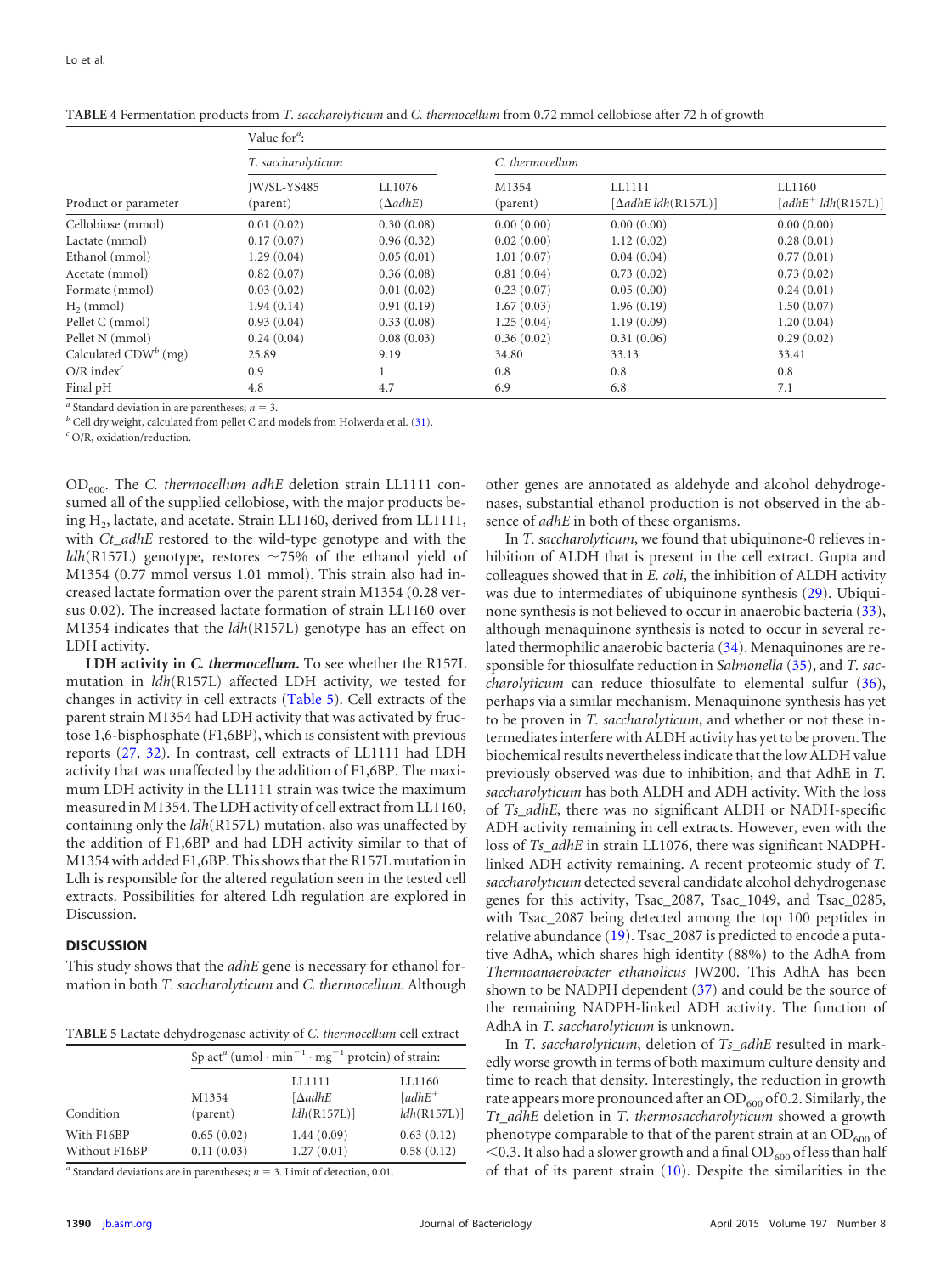**TABLE 4** Fermentation products from *T. saccharolyticum* and *C. thermocellum* from 0.72 mmol cellobiose after 72 h of growth

| Product or parameter | Value for[a]: | | | | |
|---|---|---|---|---|---|
| | *T. saccharolyticum* | | *C. thermocellum* | | |
| | JW/SL-YS485 (parent) | LL1076 (Δ*adhE*) | M1354 (parent) | LL1111 [Δ*adhE ldh*(R157L)] | LL1160 [*adhE*$^{+}$ *ldh*(R157L)] |
| Cellobiose (mmol) | 0.01 (0.02) | 0.30 (0.08) | 0.00 (0.00) | 0.00 (0.00) | 0.00 (0.00) |
| Lactate (mmol) | 0.17 (0.07) | 0.96 (0.32) | 0.02 (0.00) | 1.12 (0.02) | 0.28 (0.01) |
| Ethanol (mmol) | 1.29 (0.04) | 0.05 (0.01) | 1.01 (0.07) | 0.04 (0.04) | 0.77 (0.01) |
| Acetate (mmol) | 0.82 (0.07) | 0.36 (0.08) | 0.81 (0.04) | 0.73 (0.02) | 0.73 (0.02) |
| Formate (mmol) | 0.03 (0.02) | 0.01 (0.02) | 0.23 (0.07) | 0.05 (0.00) | 0.24 (0.01) |
| $H_2$ (mmol) | 1.94 (0.14) | 0.91 (0.19) | 1.67 (0.03) | 1.96 (0.19) | 1.50 (0.07) |
| Pellet C (mmol) | 0.93 (0.04) | 0.33 (0.08) | 1.25 (0.04) | 1.19 (0.09) | 1.20 (0.04) |
| Pellet N (mmol) | 0.24 (0.04) | 0.08 (0.03) | 0.36 (0.02) | 0.31 (0.06) | 0.29 (0.02) |
| Calculated CDW[b] (mg) | 25.89 | 9.19 | 34.80 | 33.13 | 33.41 |
| O/R index[c] | 0.9 | 1 | 0.8 | 0.8 | 0.8 |
| Final pH | 4.8 | 4.7 | 6.9 | 6.8 | 7.1 |

[a] Standard deviation in are parentheses; $n = 3$.
[b] Cell dry weight, calculated from pellet C and models from Holwerda et al. (31).
[c] O/R, oxidation/reduction.

$OD_{600}$. The *C. thermocellum adhE* deletion strain LL1111 consumed all of the supplied cellobiose, with the major products being $H_2$, lactate, and acetate. Strain LL1160, derived from LL1111, with *Ct_adhE* restored to the wild-type genotype and with the *ldh*(R157L) genotype, restores ~75% of the ethanol yield of M1354 (0.77 mmol versus 1.01 mmol). This strain also had increased lactate formation over the parent strain M1354 (0.28 versus 0.02). The increased lactate formation of strain LL1160 over M1354 indicates that the *ldh*(R157L) genotype has an effect on LDH activity.

**LDH activity in *C. thermocellum*.** To see whether the R157L mutation in *ldh*(R157L) affected LDH activity, we tested for changes in activity in cell extracts (Table 5). Cell extracts of the parent strain M1354 had LDH activity that was activated by fructose 1,6-bisphosphate (F1,6BP), which is consistent with previous reports (27, 32). In contrast, cell extracts of LL1111 had LDH activity that was unaffected by the addition of F1,6BP. The maximum LDH activity in the LL1111 strain was twice the maximum measured in M1354. The LDH activity of cell extract from LL1160, containing only the *ldh*(R157L) mutation, also was unaffected by the addition of F1,6BP and had LDH activity similar to that of M1354 with added F1,6BP. This shows that the R157L mutation in Ldh is responsible for the altered regulation seen in the tested cell extracts. Possibilities for altered Ldh regulation are explored in Discussion.

## DISCUSSION

This study shows that the *adhE* gene is necessary for ethanol formation in both *T. saccharolyticum* and *C. thermocellum*. Although other genes are annotated as aldehyde and alcohol dehydrogenases, substantial ethanol production is not observed in the absence of *adhE* in both of these organisms.

**TABLE 5** Lactate dehydrogenase activity of *C. thermocellum* cell extract

| Condition | Sp act[a] (umol · min$^{-1}$ · mg$^{-1}$ protein) of strain: | | |
|---|---|---|---|
| | M1354 (parent) | LL1111 [Δ*adhE* *ldh*(R157L)] | LL1160 [*adhE*$^{+}$ *ldh*(R157L)] |
| With F16BP | 0.65 (0.02) | 1.44 (0.09) | 0.63 (0.12) |
| Without F16BP | 0.11 (0.03) | 1.27 (0.01) | 0.58 (0.12) |

[a] Standard deviations are in parentheses; $n = 3$. Limit of detection, 0.01.

In *T. saccharolyticum*, we found that ubiquinone-0 relieves inhibition of ALDH that is present in the cell extract. Gupta and colleagues showed that in *E. coli*, the inhibition of ALDH activity was due to intermediates of ubiquinone synthesis (29). Ubiquinone synthesis is not believed to occur in anaerobic bacteria (33), although menaquinone synthesis is noted to occur in several related thermophilic anaerobic bacteria (34). Menaquinones are responsible for thiosulfate reduction in *Salmonella* (35), and *T. saccharolyticum* can reduce thiosulfate to elemental sulfur (36), perhaps via a similar mechanism. Menaquinone synthesis has yet to be proven in *T. saccharolyticum*, and whether or not these intermediates interfere with ALDH activity has yet to be proven. The biochemical results nevertheless indicate that the low ALDH value previously observed was due to inhibition, and that AdhE in *T. saccharolyticum* has both ALDH and ADH activity. With the loss of *Ts_adhE*, there was no significant ALDH or NADH-specific ADH activity remaining in cell extracts. However, even with the loss of *Ts_adhE* in strain LL1076, there was significant NADPH-linked ADH activity remaining. A recent proteomic study of *T. saccharolyticum* detected several candidate alcohol dehydrogenase genes for this activity, Tsac_2087, Tsac_1049, and Tsac_0285, with Tsac_2087 being detected among the top 100 peptides in relative abundance (19). Tsac_2087 is predicted to encode a putative AdhA, which shares high identity (88%) to the AdhA from *Thermoanaerobacter ethanolicus* JW200. This AdhA has been shown to be NADPH dependent (37) and could be the source of the remaining NADPH-linked ADH activity. The function of AdhA in *T. saccharolyticum* is unknown.

In *T. saccharolyticum*, deletion of *Ts_adhE* resulted in markedly worse growth in terms of both maximum culture density and time to reach that density. Interestingly, the reduction in growth rate appears more pronounced after an $OD_{600}$ of 0.2. Similarly, the *Tt_adhE* deletion in *T. thermosaccharolyticum* showed a growth phenotype comparable to that of the parent strain at an $OD_{600}$ of <0.3. It also had a slower growth and a final $OD_{600}$ of less than half of that of its parent strain (10). Despite the similarities in the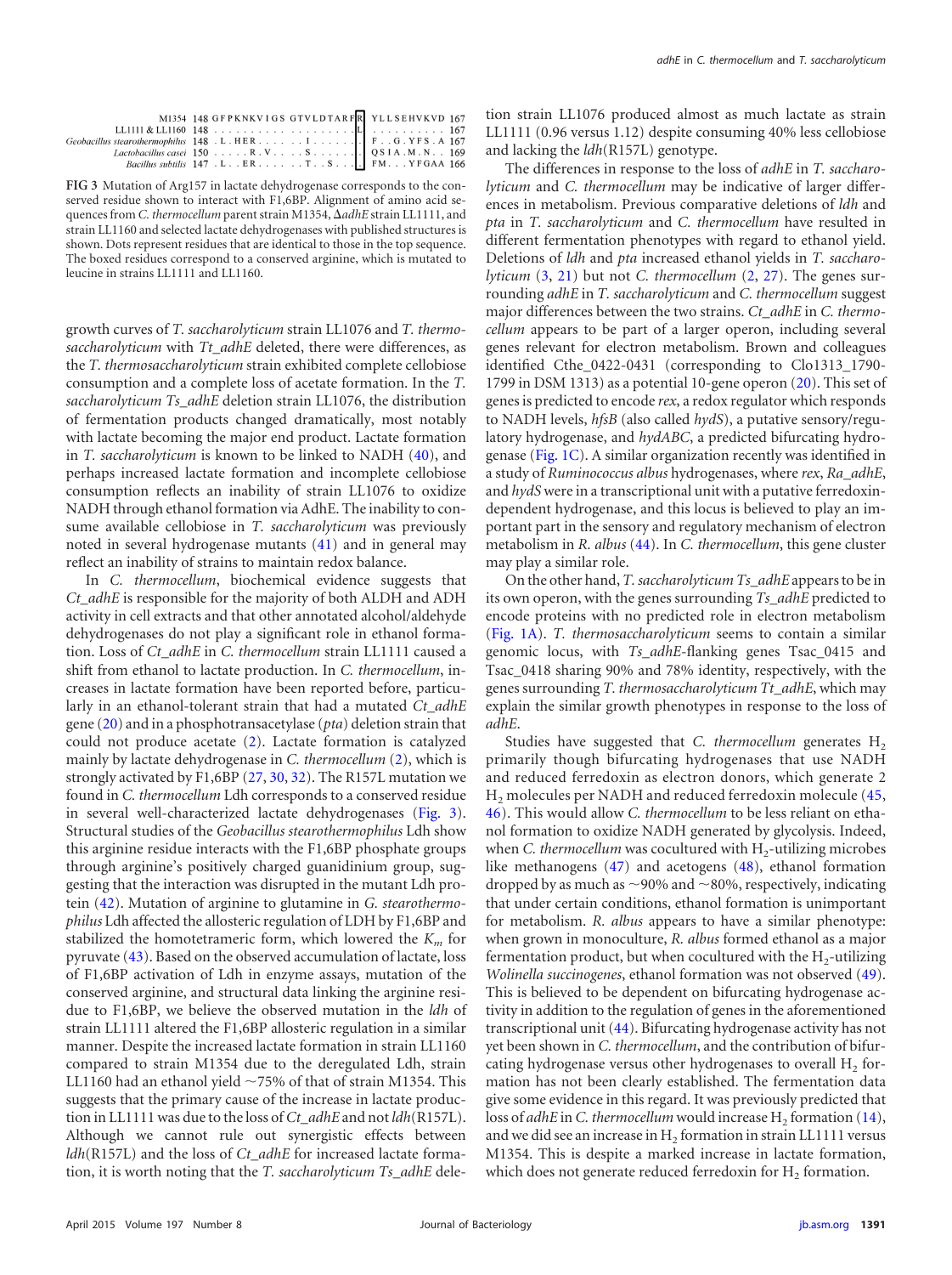```
                           M1354 148 GFPKNKVIGS GTVLDTARF R YLLSEHVKVD 167
                  LL1111 & LL1160 148 . . . . . . . . . . . . . . . . . . . L . . . . . . . . . . 167
Geobacillus stearothermophilus 148 . L . HER . . . . . I . . . . . . . . F . . G . YFS . A 167
               Lactobacillus casei 150 . . . . . R . V . . . S . . . . . . . QSIA . M . N . . 169
                 Bacillus subtilis 147 . L . . ER . . . . . T . . S . . . . . FM . . . YFGAA 166
```

**FIG 3** Mutation of Arg157 in lactate dehydrogenase corresponds to the conserved residue shown to interact with F1,6BP. Alignment of amino acid sequences from *C. thermocellum* parent strain M1354, Δ*adhE* strain LL1111, and strain LL1160 and selected lactate dehydrogenases with published structures is shown. Dots represent residues that are identical to those in the top sequence. The boxed residues correspond to a conserved arginine, which is mutated to leucine in strains LL1111 and LL1160.

growth curves of *T. saccharolyticum* strain LL1076 and *T. thermosaccharolyticum* with *Tt_adhE* deleted, there were differences, as the *T. thermosaccharolyticum* strain exhibited complete cellobiose consumption and a complete loss of acetate formation. In the *T. saccharolyticum Ts_adhE* deletion strain LL1076, the distribution of fermentation products changed dramatically, most notably with lactate becoming the major end product. Lactate formation in *T. saccharolyticum* is known to be linked to NADH (40), and perhaps increased lactate formation and incomplete cellobiose consumption reflects an inability of strain LL1076 to oxidize NADH through ethanol formation via AdhE. The inability to consume available cellobiose in *T. saccharolyticum* was previously noted in several hydrogenase mutants (41) and in general may reflect an inability of strains to maintain redox balance.

In *C. thermocellum*, biochemical evidence suggests that *Ct_adhE* is responsible for the majority of both ALDH and ADH activity in cell extracts and that other annotated alcohol/aldehyde dehydrogenases do not play a significant role in ethanol formation. Loss of *Ct_adhE* in *C. thermocellum* strain LL1111 caused a shift from ethanol to lactate production. In *C. thermocellum*, increases in lactate formation have been reported before, particularly in an ethanol-tolerant strain that had a mutated *Ct_adhE* gene (20) and in a phosphotransacetylase (*pta*) deletion strain that could not produce acetate (2). Lactate formation is catalyzed mainly by lactate dehydrogenase in *C. thermocellum* (2), which is strongly activated by F1,6BP (27, 30, 32). The R157L mutation we found in *C. thermocellum* Ldh corresponds to a conserved residue in several well-characterized lactate dehydrogenases (Fig. 3). Structural studies of the *Geobacillus stearothermophilus* Ldh show this arginine residue interacts with the F1,6BP phosphate groups through arginine's positively charged guanidinium group, suggesting that the interaction was disrupted in the mutant Ldh protein (42). Mutation of arginine to glutamine in *G. stearothermophilus* Ldh affected the allosteric regulation of LDH by F1,6BP and stabilized the homotetrameric form, which lowered the $K_m$ for pyruvate (43). Based on the observed accumulation of lactate, loss of F1,6BP activation of Ldh in enzyme assays, mutation of the conserved arginine, and structural data linking the arginine residue to F1,6BP, we believe the observed mutation in the *ldh* of strain LL1111 altered the F1,6BP allosteric regulation in a similar manner. Despite the increased lactate formation in strain LL1160 compared to strain M1354 due to the deregulated Ldh, strain LL1160 had an ethanol yield ~75% of that of strain M1354. This suggests that the primary cause of the increase in lactate production in LL1111 was due to the loss of *Ct_adhE* and not *ldh*(R157L). Although we cannot rule out synergistic effects between *ldh*(R157L) and the loss of *Ct_adhE* for increased lactate formation, it is worth noting that the *T. saccharolyticum Ts_adhE* deletion strain LL1076 produced almost as much lactate as strain LL1111 (0.96 versus 1.12) despite consuming 40% less cellobiose and lacking the *ldh*(R157L) genotype.

The differences in response to the loss of *adhE* in *T. saccharolyticum* and *C. thermocellum* may be indicative of larger differences in metabolism. Previous comparative deletions of *ldh* and *pta* in *T. saccharolyticum* and *C. thermocellum* have resulted in different fermentation phenotypes with regard to ethanol yield. Deletions of *ldh* and *pta* increased ethanol yields in *T. saccharolyticum* (3, 21) but not *C. thermocellum* (2, 27). The genes surrounding *adhE* in *T. saccharolyticum* and *C. thermocellum* suggest major differences between the two strains. *Ct_adhE* in *C. thermocellum* appears to be part of a larger operon, including several genes relevant for electron metabolism. Brown and colleagues identified Cthe_0422-0431 (corresponding to Clo1313_1790-1799 in DSM 1313) as a potential 10-gene operon (20). This set of genes is predicted to encode *rex*, a redox regulator which responds to NADH levels, *hfsB* (also called *hydS*), a putative sensory/regulatory hydrogenase, and *hydABC*, a predicted bifurcating hydrogenase (Fig. 1C). A similar organization recently was identified in a study of *Ruminococcus albus* hydrogenases, where *rex*, *Ra_adhE*, and *hydS* were in a transcriptional unit with a putative ferredoxin-dependent hydrogenase, and this locus is believed to play an important part in the sensory and regulatory mechanism of electron metabolism in *R. albus* (44). In *C. thermocellum*, this gene cluster may play a similar role.

On the other hand, *T. saccharolyticum Ts_adhE* appears to be in its own operon, with the genes surrounding *Ts_adhE* predicted to encode proteins with no predicted role in electron metabolism (Fig. 1A). *T. thermosaccharolyticum* seems to contain a similar genomic locus, with *Ts_adhE*-flanking genes Tsac_0415 and Tsac_0418 sharing 90% and 78% identity, respectively, with the genes surrounding *T. thermosaccharolyticum Tt_adhE*, which may explain the similar growth phenotypes in response to the loss of *adhE*.

Studies have suggested that *C. thermocellum* generates $H_2$ primarily though bifurcating hydrogenases that use NADH and reduced ferredoxin as electron donors, which generate 2 $H_2$ molecules per NADH and reduced ferredoxin molecule (45, 46). This would allow *C. thermocellum* to be less reliant on ethanol formation to oxidize NADH generated by glycolysis. Indeed, when *C. thermocellum* was cocultured with $H_2$-utilizing microbes like methanogens (47) and acetogens (48), ethanol formation dropped by as much as ~90% and ~80%, respectively, indicating that under certain conditions, ethanol formation is unimportant for metabolism. *R. albus* appears to have a similar phenotype: when grown in monoculture, *R. albus* formed ethanol as a major fermentation product, but when cocultured with the $H_2$-utilizing *Wolinella succinogenes*, ethanol formation was not observed (49). This is believed to be dependent on bifurcating hydrogenase activity in addition to the regulation of genes in the aforementioned transcriptional unit (44). Bifurcating hydrogenase activity has not yet been shown in *C. thermocellum*, and the contribution of bifurcating hydrogenase versus other hydrogenases to overall $H_2$ formation has not been clearly established. The fermentation data give some evidence in this regard. It was previously predicted that loss of *adhE* in *C. thermocellum* would increase $H_2$ formation (14), and we did see an increase in $H_2$ formation in strain LL1111 versus M1354. This is despite a marked increase in lactate formation, which does not generate reduced ferredoxin for $H_2$ formation.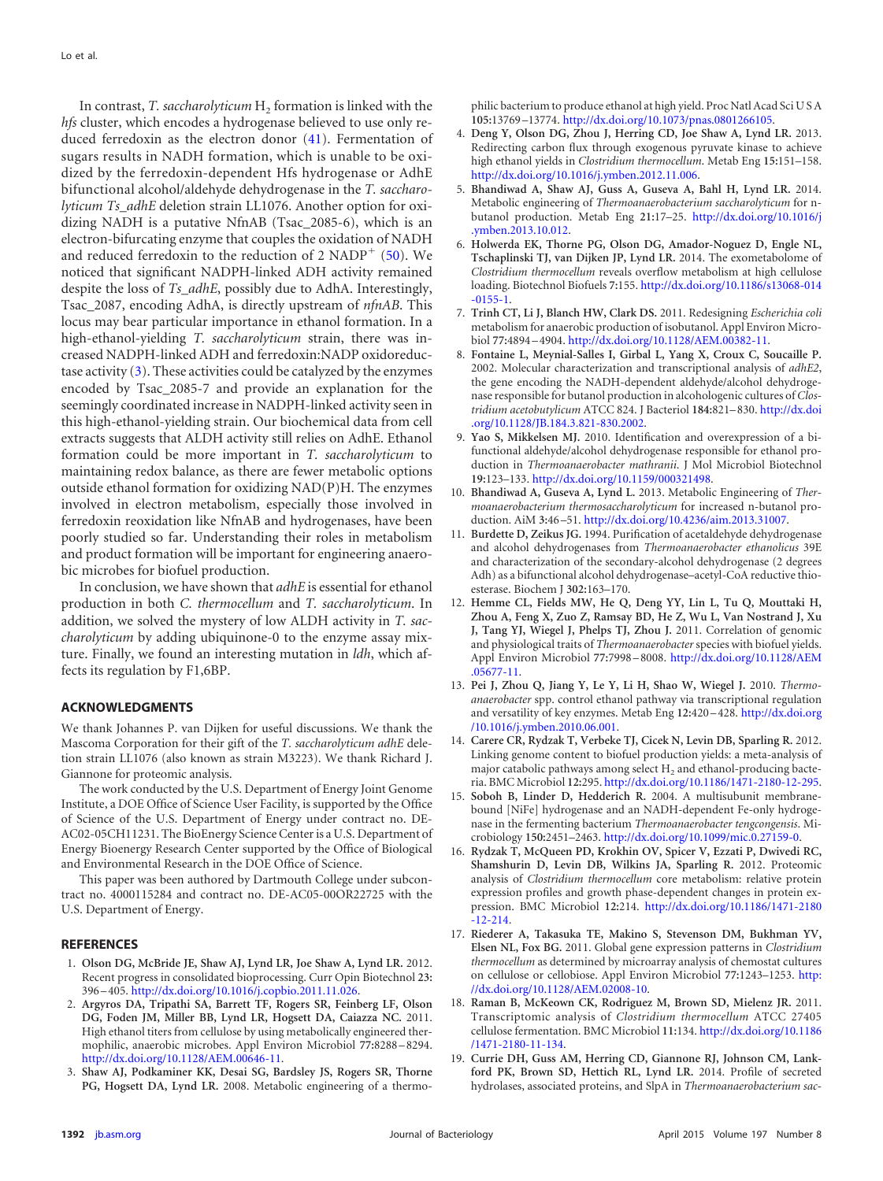In contrast, *T. saccharolyticum* $H_2$ formation is linked with the *hfs* cluster, which encodes a hydrogenase believed to use only reduced ferredoxin as the electron donor (41). Fermentation of sugars results in NADH formation, which is unable to be oxidized by the ferredoxin-dependent Hfs hydrogenase or AdhE bifunctional alcohol/aldehyde dehydrogenase in the *T. saccharolyticum Ts_adhE* deletion strain LL1076. Another option for oxidizing NADH is a putative NfnAB (Tsac_2085-6), which is an electron-bifurcating enzyme that couples the oxidation of NADH and reduced ferredoxin to the reduction of 2 $NADP^+$ (50). We noticed that significant NADPH-linked ADH activity remained despite the loss of *Ts_adhE*, possibly due to AdhA. Interestingly, Tsac_2087, encoding AdhA, is directly upstream of *nfnAB*. This locus may bear particular importance in ethanol formation. In a high-ethanol-yielding *T. saccharolyticum* strain, there was increased NADPH-linked ADH and ferredoxin:NADP oxidoreductase activity (3). These activities could be catalyzed by the enzymes encoded by Tsac_2085-7 and provide an explanation for the seemingly coordinated increase in NADPH-linked activity seen in this high-ethanol-yielding strain. Our biochemical data from cell extracts suggests that ALDH activity still relies on AdhE. Ethanol formation could be more important in *T. saccharolyticum* to maintaining redox balance, as there are fewer metabolic options outside ethanol formation for oxidizing NAD(P)H. The enzymes involved in electron metabolism, especially those involved in ferredoxin reoxidation like NfnAB and hydrogenases, have been poorly studied so far. Understanding their roles in metabolism and product formation will be important for engineering anaerobic microbes for biofuel production.

In conclusion, we have shown that *adhE* is essential for ethanol production in both *C. thermocellum* and *T. saccharolyticum*. In addition, we solved the mystery of low ALDH activity in *T. saccharolyticum* by adding ubiquinone-0 to the enzyme assay mixture. Finally, we found an interesting mutation in *ldh*, which affects its regulation by F1,6BP.

## ACKNOWLEDGMENTS

We thank Johannes P. van Dijken for useful discussions. We thank the Mascoma Corporation for their gift of the *T. saccharolyticum adhE* deletion strain LL1076 (also known as strain M3223). We thank Richard J. Giannone for proteomic analysis.

The work conducted by the U.S. Department of Energy Joint Genome Institute, a DOE Office of Science User Facility, is supported by the Office of Science of the U.S. Department of Energy under contract no. DE-AC02-05CH11231. The BioEnergy Science Center is a U.S. Department of Energy Bioenergy Research Center supported by the Office of Biological and Environmental Research in the DOE Office of Science.

This paper was been authored by Dartmouth College under subcontract no. 4000115284 and contract no. DE-AC05-00OR22725 with the U.S. Department of Energy.

## REFERENCES

1. **Olson DG, McBride JE, Shaw AJ, Lynd LR, Joe Shaw A, Lynd LR.** 2012. Recent progress in consolidated bioprocessing. Curr Opin Biotechnol **23:**396–405. http://dx.doi.org/10.1016/j.copbio.2011.11.026.
2. **Argyros DA, Tripathi SA, Barrett TF, Rogers SR, Feinberg LF, Olson DG, Foden JM, Miller BB, Lynd LR, Hogsett DA, Caiazza NC.** 2011. High ethanol titers from cellulose by using metabolically engineered thermophilic, anaerobic microbes. Appl Environ Microbiol **77:**8288–8294. http://dx.doi.org/10.1128/AEM.00646-11.
3. **Shaw AJ, Podkaminer KK, Desai SG, Bardsley JS, Rogers SR, Thorne PG, Hogsett DA, Lynd LR.** 2008. Metabolic engineering of a thermophilic bacterium to produce ethanol at high yield. Proc Natl Acad Sci U S A **105:**13769–13774. http://dx.doi.org/10.1073/pnas.0801266105.
4. **Deng Y, Olson DG, Zhou J, Herring CD, Joe Shaw A, Lynd LR.** 2013. Redirecting carbon flux through exogenous pyruvate kinase to achieve high ethanol yields in *Clostridium thermocellum*. Metab Eng **15:**151–158. http://dx.doi.org/10.1016/j.ymben.2012.11.006.
5. **Bhandiwad A, Shaw AJ, Guss A, Guseva A, Bahl H, Lynd LR.** 2014. Metabolic engineering of *Thermoanaerobacterium saccharolyticum* for n-butanol production. Metab Eng **21:**17–25. http://dx.doi.org/10.1016/j.ymben.2013.10.012.
6. **Holwerda EK, Thorne PG, Olson DG, Amador-Noguez D, Engle NL, Tschaplinski TJ, van Dijken JP, Lynd LR.** 2014. The exometabolome of *Clostridium thermocellum* reveals overflow metabolism at high cellulose loading. Biotechnol Biofuels **7:**155. http://dx.doi.org/10.1186/s13068-014-0155-1.
7. **Trinh CT, Li J, Blanch HW, Clark DS.** 2011. Redesigning *Escherichia coli* metabolism for anaerobic production of isobutanol. Appl Environ Microbiol **77:**4894–4904. http://dx.doi.org/10.1128/AEM.00382-11.
8. **Fontaine L, Meynial-Salles I, Girbal L, Yang X, Croux C, Soucaille P.** 2002. Molecular characterization and transcriptional analysis of *adhE2*, the gene encoding the NADH-dependent aldehyde/alcohol dehydrogenase responsible for butanol production in alcohologenic cultures of *Clostridium acetobutylicum* ATCC 824. J Bacteriol **184:**821–830. http://dx.doi.org/10.1128/JB.184.3.821-830.2002.
9. **Yao S, Mikkelsen MJ.** 2010. Identification and overexpression of a bifunctional aldehyde/alcohol dehydrogenase responsible for ethanol production in *Thermoanaerobacter mathranii*. J Mol Microbiol Biotechnol **19:**123–133. http://dx.doi.org/10.1159/000321498.
10. **Bhandiwad A, Guseva A, Lynd L.** 2013. Metabolic Engineering of *Thermoanaerobacterium thermosaccharolyticum* for increased n-butanol production. AiM **3:**46–51. http://dx.doi.org/10.4236/aim.2013.31007.
11. **Burdette D, Zeikus JG.** 1994. Purification of acetaldehyde dehydrogenase and alcohol dehydrogenases from *Thermoanaerobacter ethanolicus* 39E and characterization of the secondary-alcohol dehydrogenase (2 degrees Adh) as a bifunctional alcohol dehydrogenase–acetyl-CoA reductive thioesterase. Biochem J **302:**163–170.
12. **Hemme CL, Fields MW, He Q, Deng YY, Lin L, Tu Q, Mouttaki H, Zhou A, Feng X, Zuo Z, Ramsay BD, He Z, Wu L, Van Nostrand J, Xu J, Tang YJ, Wiegel J, Phelps TJ, Zhou J.** 2011. Correlation of genomic and physiological traits of *Thermoanaerobacter* species with biofuel yields. Appl Environ Microbiol **77:**7998–8008. http://dx.doi.org/10.1128/AEM.05677-11.
13. **Pei J, Zhou Q, Jiang Y, Le Y, Li H, Shao W, Wiegel J.** 2010. *Thermoanaerobacter* spp. control ethanol pathway via transcriptional regulation and versatility of key enzymes. Metab Eng **12:**420–428. http://dx.doi.org/10.1016/j.ymben.2010.06.001.
14. **Carere CR, Rydzak T, Verbeke TJ, Cicek N, Levin DB, Sparling R.** 2012. Linking genome content to biofuel production yields: a meta-analysis of major catabolic pathways among select $H_2$ and ethanol-producing bacteria. BMC Microbiol **12:**295. http://dx.doi.org/10.1186/1471-2180-12-295.
15. **Soboh B, Linder D, Hedderich R.** 2004. A multisubunit membrane-bound [NiFe] hydrogenase and an NADH-dependent Fe-only hydrogenase in the fermenting bacterium *Thermoanaerobacter tengcongensis*. Microbiology **150:**2451–2463. http://dx.doi.org/10.1099/mic.0.27159-0.
16. **Rydzak T, McQueen PD, Krokhin OV, Spicer V, Ezzati P, Dwivedi RC, Shamshurin D, Levin DB, Wilkins JA, Sparling R.** 2012. Proteomic analysis of *Clostridium thermocellum* core metabolism: relative protein expression profiles and growth phase-dependent changes in protein expression. BMC Microbiol **12:**214. http://dx.doi.org/10.1186/1471-2180-12-214.
17. **Riederer A, Takasuka TE, Makino S, Stevenson DM, Bukhman YV, Elsen NL, Fox BG.** 2011. Global gene expression patterns in *Clostridium thermocellum* as determined by microarray analysis of chemostat cultures on cellulose or cellobiose. Appl Environ Microbiol **77:**1243–1253. http://dx.doi.org/10.1128/AEM.02008-10.
18. **Raman B, McKeown CK, Rodriguez M, Brown SD, Mielenz JR.** 2011. Transcriptomic analysis of *Clostridium thermocellum* ATCC 27405 cellulose fermentation. BMC Microbiol **11:**134. http://dx.doi.org/10.1186/1471-2180-11-134.
19. **Currie DH, Guss AM, Herring CD, Giannone RJ, Johnson CM, Lankford PK, Brown SD, Hettich RL, Lynd LR.** 2014. Profile of secreted hydrolases, associated proteins, and SlpA in *Thermoanaerobacterium sac-*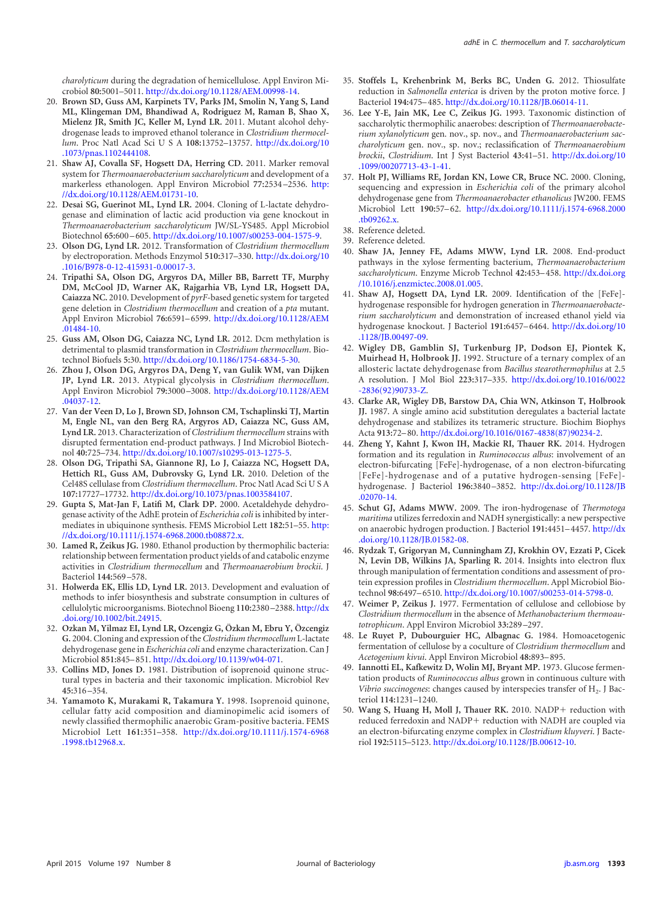*charolyticum* during the degradation of hemicellulose. Appl Environ Microbiol **80:**5001–5011. http://dx.doi.org/10.1128/AEM.00998-14.

20. **Brown SD, Guss AM, Karpinets TV, Parks JM, Smolin N, Yang S, Land ML, Klingeman DM, Bhandiwad A, Rodriguez M, Raman B, Shao X, Mielenz JR, Smith JC, Keller M, Lynd LR.** 2011. Mutant alcohol dehydrogenase leads to improved ethanol tolerance in *Clostridium thermocellum*. Proc Natl Acad Sci U S A **108:**13752–13757. http://dx.doi.org/10.1073/pnas.1102444108.
21. **Shaw AJ, Covalla SF, Hogsett DA, Herring CD.** 2011. Marker removal system for *Thermoanaerobacterium saccharolyticum* and development of a markerless ethanologen. Appl Environ Microbiol **77:**2534–2536. http://dx.doi.org/10.1128/AEM.01731-10.
22. **Desai SG, Guerinot ML, Lynd LR.** 2004. Cloning of L-lactate dehydrogenase and elimination of lactic acid production via gene knockout in *Thermoanaerobacterium saccharolyticum* JW/SL-YS485. Appl Microbiol Biotechnol **65:**600–605. http://dx.doi.org/10.1007/s00253-004-1575-9.
23. **Olson DG, Lynd LR.** 2012. Transformation of *Clostridium thermocellum* by electroporation. Methods Enzymol **510:**317–330. http://dx.doi.org/10.1016/B978-0-12-415931-0.00017-3.
24. **Tripathi SA, Olson DG, Argyros DA, Miller BB, Barrett TF, Murphy DM, McCool JD, Warner AK, Rajgarhia VB, Lynd LR, Hogsett DA, Caiazza NC.** 2010. Development of *pyrF*-based genetic system for targeted gene deletion in *Clostridium thermocellum* and creation of a *pta* mutant. Appl Environ Microbiol **76:**6591–6599. http://dx.doi.org/10.1128/AEM.01484-10.
25. **Guss AM, Olson DG, Caiazza NC, Lynd LR.** 2012. Dcm methylation is detrimental to plasmid transformation in *Clostridium thermocellum*. Biotechnol Biofuels **5:**30. http://dx.doi.org/10.1186/1754-6834-5-30.
26. **Zhou J, Olson DG, Argyros DA, Deng Y, van Gulik WM, van Dijken JP, Lynd LR.** 2013. Atypical glycolysis in *Clostridium thermocellum*. Appl Environ Microbiol **79:**3000–3008. http://dx.doi.org/10.1128/AEM.04037-12.
27. **Van der Veen D, Lo J, Brown SD, Johnson CM, Tschaplinski TJ, Martin M, Engle NL, van den Berg RA, Argyros AD, Caiazza NC, Guss AM, Lynd LR.** 2013. Characterization of *Clostridium thermocellum* strains with disrupted fermentation end-product pathways. J Ind Microbiol Biotechnol **40:**725–734. http://dx.doi.org/10.1007/s10295-013-1275-5.
28. **Olson DG, Tripathi SA, Giannone RJ, Lo J, Caiazza NC, Hogsett DA, Hettich RL, Guss AM, Dubrovsky G, Lynd LR.** 2010. Deletion of the Cel48S cellulase from *Clostridium thermocellum*. Proc Natl Acad Sci U S A **107:**17727–17732. http://dx.doi.org/10.1073/pnas.1003584107.
29. **Gupta S, Mat-Jan F, Latifi M, Clark DP.** 2000. Acetaldehyde dehydrogenase activity of the AdhE protein of *Escherichia coli* is inhibited by intermediates in ubiquinone synthesis. FEMS Microbiol Lett **182:**51–55. http://dx.doi.org/10.1111/j.1574-6968.2000.tb08872.x.
30. **Lamed R, Zeikus JG.** 1980. Ethanol production by thermophilic bacteria: relationship between fermentation product yields of and catabolic enzyme activities in *Clostridium thermocellum* and *Thermoanaerobium brockii*. J Bacteriol **144:**569–578.
31. **Holwerda EK, Ellis LD, Lynd LR.** 2013. Development and evaluation of methods to infer biosynthesis and substrate consumption in cultures of cellulolytic microorganisms. Biotechnol Bioeng **110:**2380–2388. http://dx.doi.org/10.1002/bit.24915.
32. **Ozkan M, Yilmaz EI, Lynd LR, Ozcengiz G, Özkan M, Ebru Y, Özcengiz G.** 2004. Cloning and expression of the *Clostridium thermocellum* L-lactate dehydrogenase gene in *Escherichia coli* and enzyme characterization. Can J Microbiol **851:**845–851. http://dx.doi.org/10.1139/w04-071.
33. **Collins MD, Jones D.** 1981. Distribution of isoprenoid quinone structural types in bacteria and their taxonomic implication. Microbiol Rev **45:**316–354.
34. **Yamamoto K, Murakami R, Takamura Y.** 1998. Isoprenoid quinone, cellular fatty acid composition and diaminopimelic acid isomers of newly classified thermophilic anaerobic Gram-positive bacteria. FEMS Microbiol Lett **161:**351–358. http://dx.doi.org/10.1111/j.1574-6968.1998.tb12968.x.
35. **Stoffels L, Krehenbrink M, Berks BC, Unden G.** 2012. Thiosulfate reduction in *Salmonella enterica* is driven by the proton motive force. J Bacteriol **194:**475–485. http://dx.doi.org/10.1128/JB.06014-11.
36. **Lee Y-E, Jain MK, Lee C, Zeikus JG.** 1993. Taxonomic distinction of saccharolytic thermophilic anaerobes: description of *Thermoanaerobacterium xylanolyticum* gen. nov., sp. nov., and *Thermoanaerobacterium saccharolyticum* gen. nov., sp. nov.; reclassification of *Thermoanaerobium brockii*, *Clostridium*. Int J Syst Bacteriol **43:**41–51. http://dx.doi.org/10.1099/00207713-43-1-41.
37. **Holt PJ, Williams RE, Jordan KN, Lowe CR, Bruce NC.** 2000. Cloning, sequencing and expression in *Escherichia coli* of the primary alcohol dehydrogenase gene from *Thermoanaerobacter ethanolicus* JW200. FEMS Microbiol Lett **190:**57–62. http://dx.doi.org/10.1111/j.1574-6968.2000.tb09262.x.
38. Reference deleted.
39. Reference deleted.
40. **Shaw JA, Jenney FE, Adams MWW, Lynd LR.** 2008. End-product pathways in the xylose fermenting bacterium, *Thermoanaerobacterium saccharolyticum*. Enzyme Microb Technol **42:**453–458. http://dx.doi.org/10.1016/j.enzmictec.2008.01.005.
41. **Shaw AJ, Hogsett DA, Lynd LR.** 2009. Identification of the [FeFe]-hydrogenase responsible for hydrogen generation in *Thermoanaerobacterium saccharolyticum* and demonstration of increased ethanol yield via hydrogenase knockout. J Bacteriol **191:**6457–6464. http://dx.doi.org/10.1128/JB.00497-09.
42. **Wigley DB, Gamblin SJ, Turkenburg JP, Dodson EJ, Piontek K, Muirhead H, Holbrook JJ.** 1992. Structure of a ternary complex of an allosteric lactate dehydrogenase from *Bacillus stearothermophilus* at 2.5 A resolution. J Mol Biol **223:**317–335. http://dx.doi.org/10.1016/0022-2836(92)90733-Z.
43. **Clarke AR, Wigley DB, Barstow DA, Chia WN, Atkinson T, Holbrook JJ.** 1987. A single amino acid substitution deregulates a bacterial lactate dehydrogenase and stabilizes its tetrameric structure. Biochim Biophys Acta **913:**72–80. http://dx.doi.org/10.1016/0167-4838(87)90234-2.
44. **Zheng Y, Kahnt J, Kwon IH, Mackie RI, Thauer RK.** 2014. Hydrogen formation and its regulation in *Ruminococcus albus*: involvement of an electron-bifurcating [FeFe]-hydrogenase, of a non electron-bifurcating [FeFe]-hydrogenase and of a putative hydrogen-sensing [FeFe]-hydrogenase. J Bacteriol **196:**3840–3852. http://dx.doi.org/10.1128/JB.02070-14.
45. **Schut GJ, Adams MWW.** 2009. The iron-hydrogenase of *Thermotoga maritima* utilizes ferredoxin and NADH synergistically: a new perspective on anaerobic hydrogen production. J Bacteriol **191:**4451–4457. http://dx.doi.org/10.1128/JB.01582-08.
46. **Rydzak T, Grigoryan M, Cunningham ZJ, Krokhin OV, Ezzati P, Cicek N, Levin DB, Wilkins JA, Sparling R.** 2014. Insights into electron flux through manipulation of fermentation conditions and assessment of protein expression profiles in *Clostridium thermocellum*. Appl Microbiol Biotechnol **98:**6497–6510. http://dx.doi.org/10.1007/s00253-014-5798-0.
47. **Weimer P, Zeikus J.** 1977. Fermentation of cellulose and cellobiose by *Clostridium thermocellum* in the absence of *Methanobacterium thermoautotrophicum*. Appl Environ Microbiol **33:**289–297.
48. **Le Ruyet P, Dubourguier HC, Albagnac G.** 1984. Homoacetogenic fermentation of cellulose by a coculture of *Clostridium thermocellum* and *Acetogenium kivui*. Appl Environ Microbiol **48:**893–895.
49. **Iannotti EL, Kafkewitz D, Wolin MJ, Bryant MP.** 1973. Glucose fermentation products of *Ruminococcus albus* grown in continuous culture with *Vibrio succinogenes*: changes caused by interspecies transfer of $H_2$. J Bacteriol **114:**1231–1240.
50. **Wang S, Huang H, Moll J, Thauer RK.** 2010. NADP+ reduction with reduced ferredoxin and NADP+ reduction with NADH are coupled via an electron-bifurcating enzyme complex in *Clostridium kluyveri*. J Bacteriol **192:**5115–5123. http://dx.doi.org/10.1128/JB.00612-10.